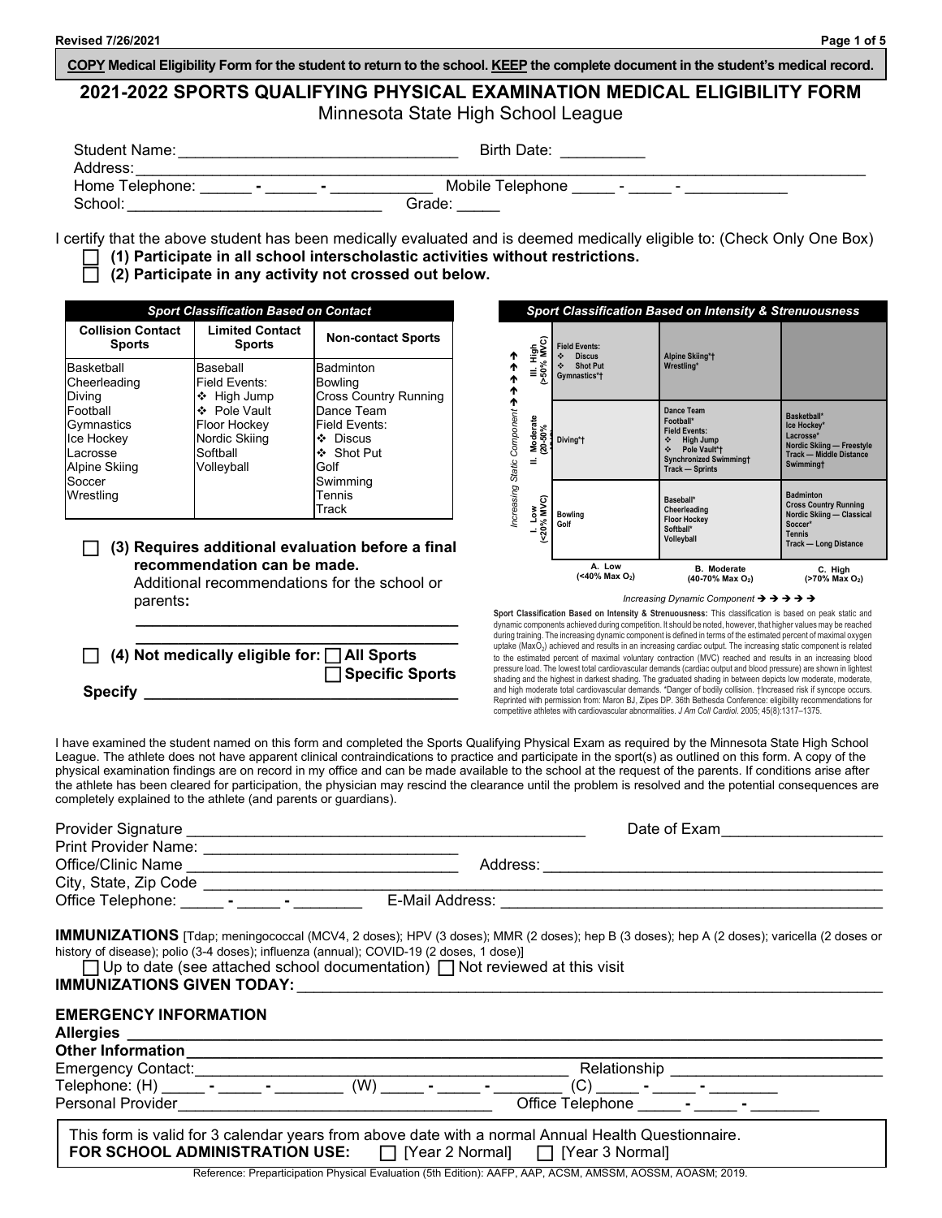**COPY Medical Eligibility Form for the student to return to the school. KEEP the complete document in the student's medical record.**

# 2021-2022 SPORTS QUALIFYING PHYSICAL EXAMINATION MEDICAL ELIGIBILITY FORM

## Minnesota State High School League

Student Name: ________________________________ Birth Date: _________

Address: ___________________________________________________________________________________

Home Telephone: ______ - ______ - ____________ Mobile Telephone _____ - _____ - ___________

School: _____________________________ Grade: _____

I certify that the above student has been medically evaluated and is deemed medically eligible to: (Check Only One Box)

☐ **(1) Participate in all school interscholastic activities without restrictions.**

☐ **(2) Participate in any activity not crossed out below.**

**Sport Classification Based on Contact**

| Collision Contact Sports | Limited Contact Sports | Non-contact Sports |
|---|---|---|
| Basketball | Baseball | Badminton |
| Cheerleading | Field Events: | Bowling |
| Diving | ❖ High Jump | Cross Country Running |
| Football | ❖ Pole Vault | Dance Team |
| Gymnastics | Floor Hockey | Field Events: |
| Ice Hockey | Nordic Skiing | ❖ Discus |
| Lacrosse | Softball | ❖ Shot Put |
| Alpine Skiing | Volleyball | Golf |
| Soccer | | Swimming |
| Wrestling | | Tennis |
| | | Track |

**Sport Classification Based on Intensity & Strenuousness**

| Increasing Static Component ➔ | A. Low (<40% Max $O_2$) | B. Moderate (40-70% Max $O_2$) | C. High (>70% Max $O_2$) |
|---|---|---|---|
| III. High (>50% MVC) | Field Events: ❖ Discus ❖ Shot Put; Gymnastics*† | Alpine Skiing*†; Wrestling* | |
| II. Moderate (20-50% MVC) | Diving*† | Dance Team; Football*; Field Events: ❖ High Jump ❖ Pole Vault*†; Synchronized Swimming†; Track — Sprints | Basketball*; Ice Hockey*; Lacrosse*; Nordic Skiing — Freestyle; Track — Middle Distance; Swimming† |
| I. Low (<20% MVC) | Bowling; Golf | Baseball*; Cheerleading; Floor Hockey; Softball*; Volleyball | Badminton; Cross Country Running; Nordic Skiing — Classical; Soccer*; Tennis; Track — Long Distance |

*Increasing Dynamic Component* ➔ ➔ ➔ ➔ ➔

**Sport Classification Based on Intensity & Strenuousness:** This classification is based on peak static and dynamic components achieved during competition. It should be noted, however, that higher values may be reached during training. The increasing dynamic component is defined in terms of the estimated percent of maximal oxygen uptake ($MaxO_2$) achieved and results in an increasing cardiac output. The increasing static component is related to the estimated percent of maximal voluntary contraction (MVC) reached and results in an increasing blood pressure load. The lowest total cardiovascular demands (cardiac output and blood pressure) are shown in lightest shading and the highest in darkest shading. The graduated shading in between depicts low moderate, moderate, and high moderate total cardiovascular demands. *Danger of bodily collision. †Increased risk if syncope occurs. Reprinted with permission from: Maron BJ, Zipes DP. 36th Bethesda Conference: eligibility recommendations for competitive athletes with cardiovascular abnormalities. *J Am Coll Cardiol*. 2005; 45(8):1317–1375.

☐ **(3) Requires additional evaluation before a final recommendation can be made.**
Additional recommendations for the school or parents**:**

______________________________________

______________________________________

☐ **(4) Not medically eligible for:** ☐ **All Sports** ☐ **Specific Sports**

**Specify** ___________________________________

I have examined the student named on this form and completed the Sports Qualifying Physical Exam as required by the Minnesota State High School League. The athlete does not have apparent clinical contraindications to practice and participate in the sport(s) as outlined on this form. A copy of the physical examination findings are on record in my office and can be made available to the school at the request of the parents. If conditions arise after the athlete has been cleared for participation, the physician may rescind the clearance until the problem is resolved and the potential consequences are completely explained to the athlete (and parents or guardians).

Provider Signature _____________________________________________ Date of Exam_________________

Print Provider Name: ______________________________

Office/Clinic Name ______________________________ Address: ______________________________________

City, State, Zip Code ____________________________________________________________________________

Office Telephone: _____ - _____ - ________ E-Mail Address: ___________________________________________

**IMMUNIZATIONS** [Tdap; meningococcal (MCV4, 2 doses); HPV (3 doses); MMR (2 doses); hep B (3 doses); hep A (2 doses); varicella (2 doses or history of disease); polio (3-4 doses); influenza (annual); COVID-19 (2 doses, 1 dose)]

☐ Up to date (see attached school documentation) ☐ Not reviewed at this visit

**IMMUNIZATIONS GIVEN TODAY:** ______________________________________________________________

**EMERGENCY INFORMATION**

**Allergies** ______________________________________________________________________________

**Other Information** _______________________________________________________________________

Emergency Contact: ______________________________________________ Relationship _______________________

Telephone: (H) _____ - _____ - ________ (W) _____ - _____ - ________ (C) _____ - _____ - ________

Personal Provider_____________________________________ Office Telephone _____ - _____ - ________

This form is valid for 3 calendar years from above date with a normal Annual Health Questionnaire.
**FOR SCHOOL ADMINISTRATION USE:** ☐ [Year 2 Normal] ☐ [Year 3 Normal]

Reference: Preparticipation Physical Evaluation (5th Edition): AAFP, AAP, ACSM, AMSSM, AOSSM, AOASM; 2019.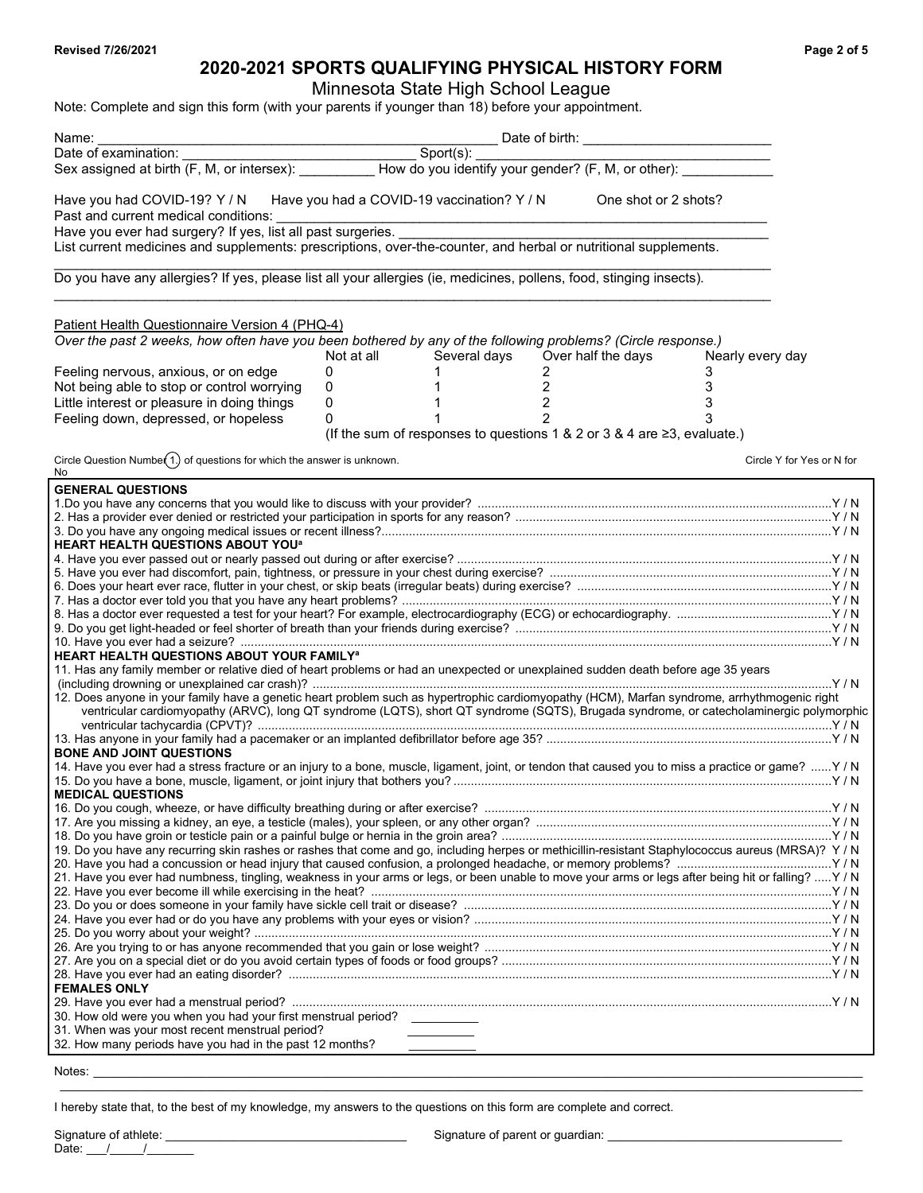# 2020-2021 SPORTS QUALIFYING PHYSICAL HISTORY FORM

Minnesota State High School League

Note: Complete and sign this form (with your parents if younger than 18) before your appointment.

Name: ______________________________ Date of birth: ______________________

Date of examination: ______________________ Sport(s): ______________________

Sex assigned at birth (F, M, or intersex): __________ How do you identify your gender? (F, M, or other): ____________

Have you had COVID-19? Y / N Have you had a COVID-19 vaccination? Y / N One shot or 2 shots?

Past and current medical conditions: ______________________________

Have you ever had surgery? If yes, list all past surgeries. ______________________________

List current medicines and supplements: prescriptions, over-the-counter, and herbal or nutritional supplements.

______________________________

Do you have any allergies? If yes, please list all your allergies (ie, medicines, pollens, food, stinging insects).

______________________________

Patient Health Questionnaire Version 4 (PHQ-4)

*Over the past 2 weeks, how often have you been bothered by any of the following problems? (Circle response.)*

| | Not at all | Several days | Over half the days | Nearly every day |
|---|---|---|---|---|
| Feeling nervous, anxious, or on edge | 0 | 1 | 2 | 3 |
| Not being able to stop or control worrying | 0 | 1 | 2 | 3 |
| Little interest or pleasure in doing things | 0 | 1 | 2 | 3 |
| Feeling down, depressed, or hopeless | 0 | 1 | 2 | 3 |

(If the sum of responses to questions 1 & 2 or 3 & 4 are ≥3, evaluate.)

Circle Question Number (1) of questions for which the answer is unknown. Circle Y for Yes or N for No

**GENERAL QUESTIONS**

1. Do you have any concerns that you would like to discuss with your provider? Y / N
2. Has a provider ever denied or restricted your participation in sports for any reason? Y / N
3. Do you have any ongoing medical issues or recent illness? Y / N

**HEART HEALTH QUESTIONS ABOUT YOU[a]**

4. Have you ever passed out or nearly passed out during or after exercise? Y / N
5. Have you ever had discomfort, pain, tightness, or pressure in your chest during exercise? Y / N
6. Does your heart ever race, flutter in your chest, or skip beats (irregular beats) during exercise? Y / N
7. Has a doctor ever told you that you have any heart problems? Y / N
8. Has a doctor ever requested a test for your heart? For example, electrocardiography (ECG) or echocardiography. Y / N
9. Do you get light-headed or feel shorter of breath than your friends during exercise? Y / N
10. Have you ever had a seizure? Y / N

**HEART HEALTH QUESTIONS ABOUT YOUR FAMILY[a]**

11. Has any family member or relative died of heart problems or had an unexpected or unexplained sudden death before age 35 years (including drowning or unexplained car crash)? Y / N
12. Does anyone in your family have a genetic heart problem such as hypertrophic cardiomyopathy (HCM), Marfan syndrome, arrhythmogenic right ventricular cardiomyopathy (ARVC), long QT syndrome (LQTS), short QT syndrome (SQTS), Brugada syndrome, or catecholaminergic polymorphic ventricular tachycardia (CPVT)? Y / N
13. Has anyone in your family had a pacemaker or an implanted defibrillator before age 35? Y / N

**BONE AND JOINT QUESTIONS**

14. Have you ever had a stress fracture or an injury to a bone, muscle, ligament, joint, or tendon that caused you to miss a practice or game? Y / N
15. Do you have a bone, muscle, ligament, or joint injury that bothers you? Y / N

**MEDICAL QUESTIONS**

16. Do you cough, wheeze, or have difficulty breathing during or after exercise? Y / N
17. Are you missing a kidney, an eye, a testicle (males), your spleen, or any other organ? Y / N
18. Do you have groin or testicle pain or a painful bulge or hernia in the groin area? Y / N
19. Do you have any recurring skin rashes or rashes that come and go, including herpes or methicillin-resistant Staphylococcus aureus (MRSA)? Y / N
20. Have you had a concussion or head injury that caused confusion, a prolonged headache, or memory problems? Y / N
21. Have you ever had numbness, tingling, weakness in your arms or legs, or been unable to move your arms or legs after being hit or falling? Y / N
22. Have you ever become ill while exercising in the heat? Y / N
23. Do you or does someone in your family have sickle cell trait or disease? Y / N
24. Have you ever had or do you have any problems with your eyes or vision? Y / N
25. Do you worry about your weight? Y / N
26. Are you trying to or has anyone recommended that you gain or lose weight? Y / N
27. Are you on a special diet or do you avoid certain types of foods or food groups? Y / N
28. Have you ever had an eating disorder? Y / N

**FEMALES ONLY**

29. Have you ever had a menstrual period? Y / N
30. How old were you when you had your first menstrual period? __________
31. When was your most recent menstrual period? __________
32. How many periods have you had in the past 12 months? __________

Notes: ______________________________

I hereby state that, to the best of my knowledge, my answers to the questions on this form are complete and correct.

Signature of athlete: ______________________ Signature of parent or guardian: ______________________

Date: ___/_____/_______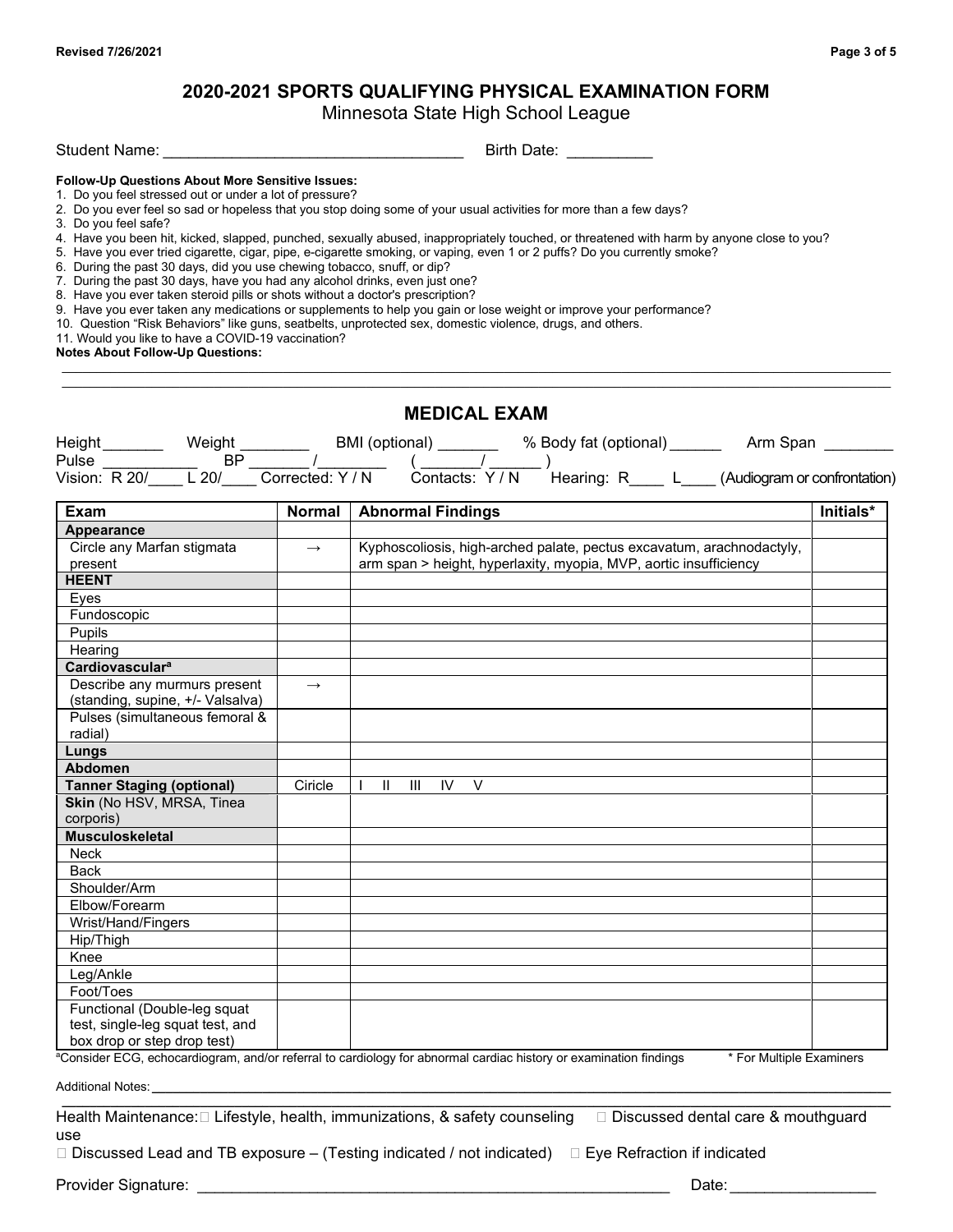# 2020-2021 SPORTS QUALIFYING PHYSICAL EXAMINATION FORM

Minnesota State High School League

Student Name: ___________________________________ Birth Date: __________

**Follow-Up Questions About More Sensitive Issues:**

1. Do you feel stressed out or under a lot of pressure?
2. Do you ever feel so sad or hopeless that you stop doing some of your usual activities for more than a few days?
3. Do you feel safe?
4. Have you been hit, kicked, slapped, punched, sexually abused, inappropriately touched, or threatened with harm by anyone close to you?
5. Have you ever tried cigarette, cigar, pipe, e-cigarette smoking, or vaping, even 1 or 2 puffs? Do you currently smoke?
6. During the past 30 days, did you use chewing tobacco, snuff, or dip?
7. During the past 30 days, have you had any alcohol drinks, even just one?
8. Have you ever taken steroid pills or shots without a doctor's prescription?
9. Have you ever taken any medications or supplements to help you gain or lose weight or improve your performance?
10. Question "Risk Behaviors" like guns, seatbelts, unprotected sex, domestic violence, drugs, and others.
11. Would you like to have a COVID-19 vaccination?

**Notes About Follow-Up Questions:**

______________________________________________________________________________

______________________________________________________________________________

## MEDICAL EXAM

Height _______ Weight ________ BMI (optional) _______ % Body fat (optional) ______ Arm Span ________

Pulse __________ BP _______ /________ ( _______/ ______ )

Vision: R 20/____ L 20/____ Corrected: Y / N Contacts: Y / N Hearing: R____ L____ (Audiogram or confrontation)

| Exam | Normal | Abnormal Findings | Initials* |
|---|---|---|---|
| **Appearance** | | | |
| Circle any Marfan stigmata present | → | Kyphoscoliosis, high-arched palate, pectus excavatum, arachnodactyly, arm span > height, hyperlaxity, myopia, MVP, aortic insufficiency | |
| **HEENT** | | | |
| Eyes | | | |
| Fundoscopic | | | |
| Pupils | | | |
| Hearing | | | |
| **Cardiovascular**[a] | | | |
| Describe any murmurs present (standing, supine, +/- Valsalva) | → | | |
| Pulses (simultaneous femoral & radial) | | | |
| **Lungs** | | | |
| **Abdomen** | | | |
| **Tanner Staging (optional)** | Ciricle | I II III IV V | |
| **Skin** (No HSV, MRSA, Tinea corporis) | | | |
| **Musculoskeletal** | | | |
| Neck | | | |
| Back | | | |
| Shoulder/Arm | | | |
| Elbow/Forearm | | | |
| Wrist/Hand/Fingers | | | |
| Hip/Thigh | | | |
| Knee | | | |
| Leg/Ankle | | | |
| Foot/Toes | | | |
| Functional (Double-leg squat test, single-leg squat test, and box drop or step drop test) | | | |

[a]Consider ECG, echocardiogram, and/or referral to cardiology for abnormal cardiac history or examination findings * For Multiple Examiners

Additional Notes: ______________________________________________________________________________

Health Maintenance: ☐ Lifestyle, health, immunizations, & safety counseling ☐ Discussed dental care & mouthguard use

☐ Discussed Lead and TB exposure – (Testing indicated / not indicated) ☐ Eye Refraction if indicated

Provider Signature: _________________________________________________________ Date: ________________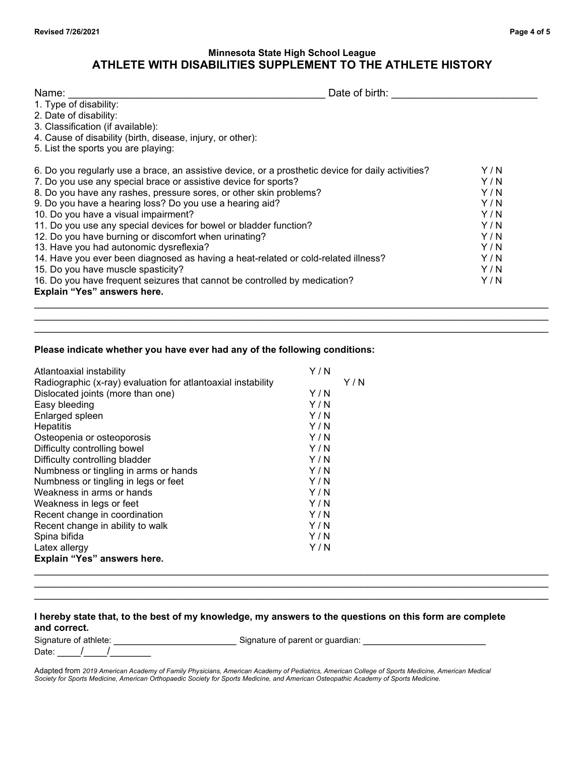Minnesota State High School League

# ATHLETE WITH DISABILITIES SUPPLEMENT TO THE ATHLETE HISTORY

Name: ____________________________________________ Date of birth: ________________________

1. Type of disability:
2. Date of disability:
3. Classification (if available):
4. Cause of disability (birth, disease, injury, or other):
5. List the sports you are playing:

| | |
|---|---|
| 6. Do you regularly use a brace, an assistive device, or a prosthetic device for daily activities? | Y / N |
| 7. Do you use any special brace or assistive device for sports? | Y / N |
| 8. Do you have any rashes, pressure sores, or other skin problems? | Y / N |
| 9. Do you have a hearing loss? Do you use a hearing aid? | Y / N |
| 10. Do you have a visual impairment? | Y / N |
| 11. Do you use any special devices for bowel or bladder function? | Y / N |
| 12. Do you have burning or discomfort when urinating? | Y / N |
| 13. Have you had autonomic dysreflexia? | Y / N |
| 14. Have you ever been diagnosed as having a heat-related or cold-related illness? | Y / N |
| 15. Do you have muscle spasticity? | Y / N |
| 16. Do you have frequent seizures that cannot be controlled by medication? | Y / N |

**Explain "Yes" answers here.**

___________________________________________________________________________________________

___________________________________________________________________________________________

___________________________________________________________________________________________

**Please indicate whether you have ever had any of the following conditions:**

| | |
|---|---|
| Atlantoaxial instability | Y / N |
| Radiographic (x-ray) evaluation for atlantoaxial instability | Y / N |
| Dislocated joints (more than one) | Y / N |
| Easy bleeding | Y / N |
| Enlarged spleen | Y / N |
| Hepatitis | Y / N |
| Osteopenia or osteoporosis | Y / N |
| Difficulty controlling bowel | Y / N |
| Difficulty controlling bladder | Y / N |
| Numbness or tingling in arms or hands | Y / N |
| Numbness or tingling in legs or feet | Y / N |
| Weakness in arms or hands | Y / N |
| Weakness in legs or feet | Y / N |
| Recent change in coordination | Y / N |
| Recent change in ability to walk | Y / N |
| Spina bifida | Y / N |
| Latex allergy | Y / N |

**Explain "Yes" answers here.**

___________________________________________________________________________________________

___________________________________________________________________________________________

___________________________________________________________________________________________

**I hereby state that, to the best of my knowledge, my answers to the questions on this form are complete and correct.**

Signature of athlete: ________________________ Signature of parent or guardian: ________________________

Date: _____/_____/________

Adapted from *2019 American Academy of Family Physicians, American Academy of Pediatrics, American College of Sports Medicine, American Medical Society for Sports Medicine, American Orthopaedic Society for Sports Medicine, and American Osteopathic Academy of Sports Medicine.*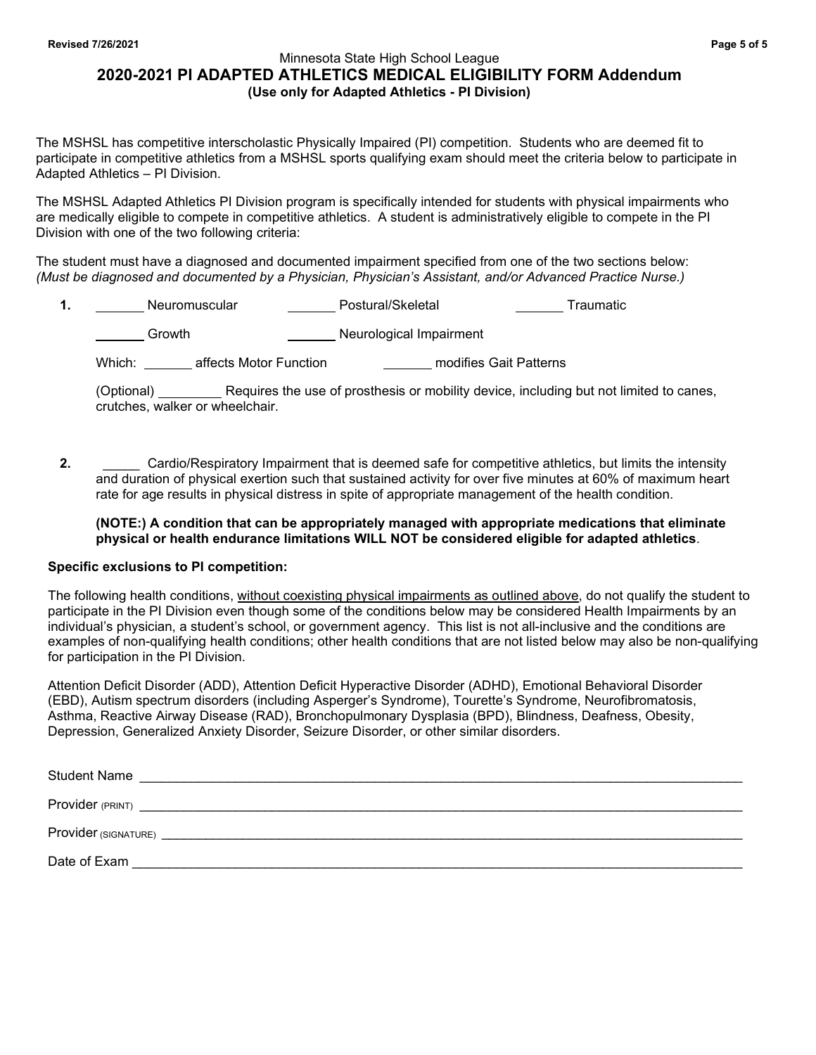Minnesota State High School League

## 2020-2021 PI ADAPTED ATHLETICS MEDICAL ELIGIBILITY FORM Addendum

**(Use only for Adapted Athletics - PI Division)**

The MSHSL has competitive interscholastic Physically Impaired (PI) competition. Students who are deemed fit to participate in competitive athletics from a MSHSL sports qualifying exam should meet the criteria below to participate in Adapted Athletics – PI Division.

The MSHSL Adapted Athletics PI Division program is specifically intended for students with physical impairments who are medically eligible to compete in competitive athletics. A student is administratively eligible to compete in the PI Division with one of the two following criteria:

The student must have a diagnosed and documented impairment specified from one of the two sections below: *(Must be diagnosed and documented by a Physician, Physician's Assistant, and/or Advanced Practice Nurse.)*

**1.** _______ Neuromuscular _______ Postural/Skeletal _______ Traumatic

_______ Growth _______ Neurological Impairment

Which: _______ affects Motor Function _______ modifies Gait Patterns

(Optional) _________ Requires the use of prosthesis or mobility device, including but not limited to canes, crutches, walker or wheelchair.

**2.** _____ Cardio/Respiratory Impairment that is deemed safe for competitive athletics, but limits the intensity and duration of physical exertion such that sustained activity for over five minutes at 60% of maximum heart rate for age results in physical distress in spite of appropriate management of the health condition.

**(NOTE:) A condition that can be appropriately managed with appropriate medications that eliminate physical or health endurance limitations WILL NOT be considered eligible for adapted athletics**.

**Specific exclusions to PI competition:**

The following health conditions, without coexisting physical impairments as outlined above, do not qualify the student to participate in the PI Division even though some of the conditions below may be considered Health Impairments by an individual's physician, a student's school, or government agency. This list is not all-inclusive and the conditions are examples of non-qualifying health conditions; other health conditions that are not listed below may also be non-qualifying for participation in the PI Division.

Attention Deficit Disorder (ADD), Attention Deficit Hyperactive Disorder (ADHD), Emotional Behavioral Disorder (EBD), Autism spectrum disorders (including Asperger's Syndrome), Tourette's Syndrome, Neurofibromatosis, Asthma, Reactive Airway Disease (RAD), Bronchopulmonary Dysplasia (BPD), Blindness, Deafness, Obesity, Depression, Generalized Anxiety Disorder, Seizure Disorder, or other similar disorders.

Student Name ________________________________________________________________

Provider (PRINT) ____________________________________________________________

Provider (SIGNATURE) ________________________________________________________

Date of Exam ________________________________________________________________